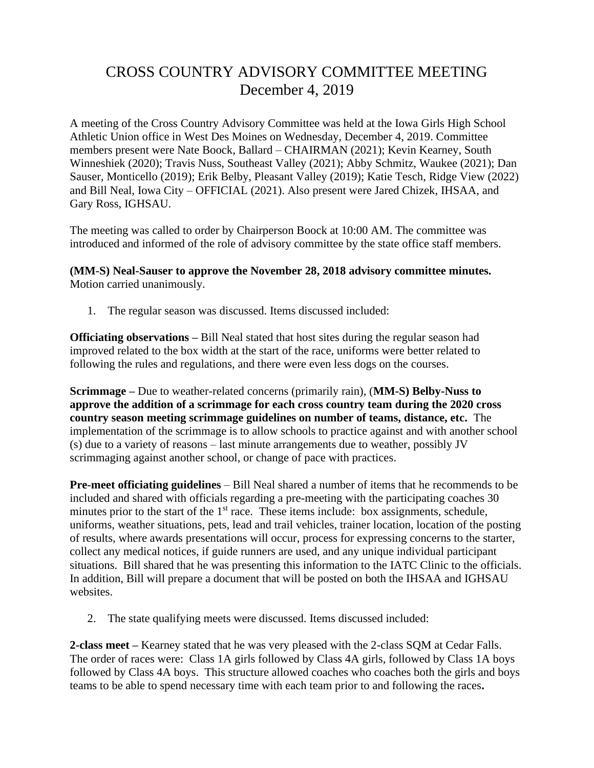# CROSS COUNTRY ADVISORY COMMITTEE MEETING
## December 4, 2019

A meeting of the Cross Country Advisory Committee was held at the Iowa Girls High School Athletic Union office in West Des Moines on Wednesday, December 4, 2019. Committee members present were Nate Boock, Ballard – CHAIRMAN (2021); Kevin Kearney, South Winneshiek (2020); Travis Nuss, Southeast Valley (2021); Abby Schmitz, Waukee (2021); Dan Sauser, Monticello (2019); Erik Belby, Pleasant Valley (2019); Katie Tesch, Ridge View (2022) and Bill Neal, Iowa City – OFFICIAL (2021). Also present were Jared Chizek, IHSAA, and Gary Ross, IGHSAU.

The meeting was called to order by Chairperson Boock at 10:00 AM. The committee was introduced and informed of the role of advisory committee by the state office staff members.

**(MM-S) Neal-Sauser to approve the November 28, 2018 advisory committee minutes.** Motion carried unanimously.

1. The regular season was discussed. Items discussed included:

**Officiating observations –** Bill Neal stated that host sites during the regular season had improved related to the box width at the start of the race, uniforms were better related to following the rules and regulations, and there were even less dogs on the courses.

**Scrimmage –** Due to weather-related concerns (primarily rain), (**MM-S) Belby-Nuss to approve the addition of a scrimmage for each cross country team during the 2020 cross country season meeting scrimmage guidelines on number of teams, distance, etc.** The implementation of the scrimmage is to allow schools to practice against and with another school (s) due to a variety of reasons – last minute arrangements due to weather, possibly JV scrimmaging against another school, or change of pace with practices.

**Pre-meet officiating guidelines** – Bill Neal shared a number of items that he recommends to be included and shared with officials regarding a pre-meeting with the participating coaches 30 minutes prior to the start of the 1st race. These items include: box assignments, schedule, uniforms, weather situations, pets, lead and trail vehicles, trainer location, location of the posting of results, where awards presentations will occur, process for expressing concerns to the starter, collect any medical notices, if guide runners are used, and any unique individual participant situations. Bill shared that he was presenting this information to the IATC Clinic to the officials. In addition, Bill will prepare a document that will be posted on both the IHSAA and IGHSAU websites.

2. The state qualifying meets were discussed. Items discussed included:

**2-class meet –** Kearney stated that he was very pleased with the 2-class SQM at Cedar Falls. The order of races were: Class 1A girls followed by Class 4A girls, followed by Class 1A boys followed by Class 4A boys. This structure allowed coaches who coaches both the girls and boys teams to be able to spend necessary time with each team prior to and following the races**.**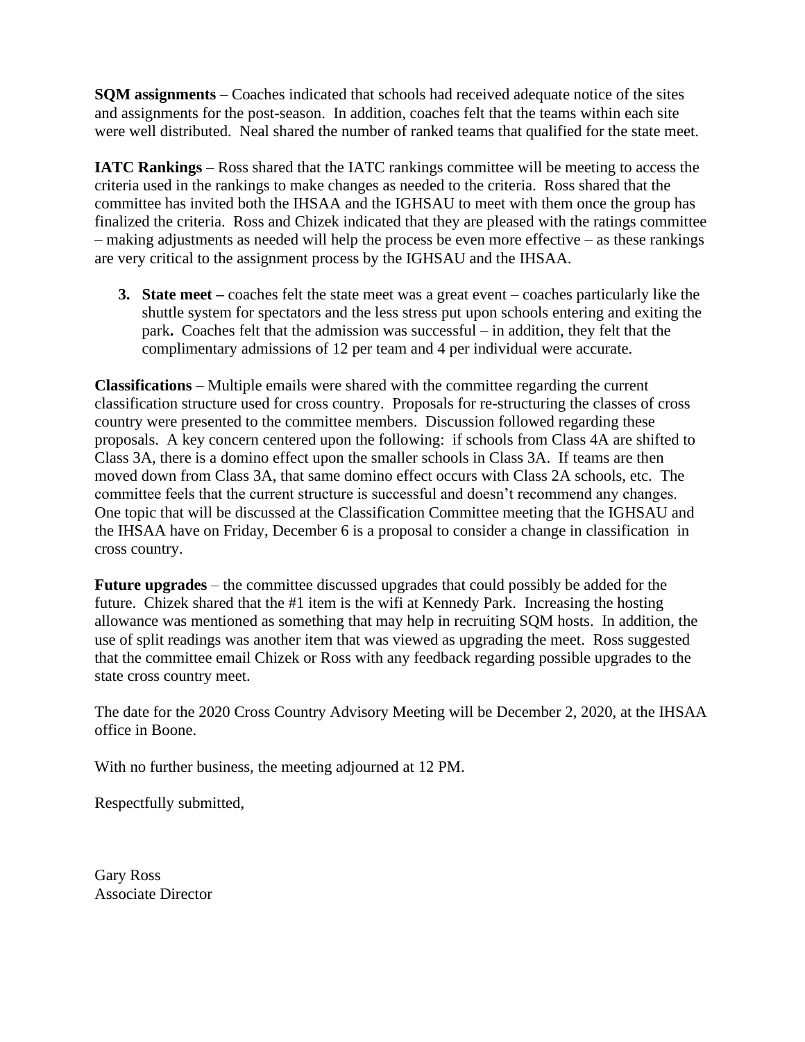**SQM assignments** – Coaches indicated that schools had received adequate notice of the sites and assignments for the post-season. In addition, coaches felt that the teams within each site were well distributed. Neal shared the number of ranked teams that qualified for the state meet.

**IATC Rankings** – Ross shared that the IATC rankings committee will be meeting to access the criteria used in the rankings to make changes as needed to the criteria. Ross shared that the committee has invited both the IHSAA and the IGHSAU to meet with them once the group has finalized the criteria. Ross and Chizek indicated that they are pleased with the ratings committee – making adjustments as needed will help the process be even more effective – as these rankings are very critical to the assignment process by the IGHSAU and the IHSAA.

3. **State meet –** coaches felt the state meet was a great event – coaches particularly like the shuttle system for spectators and the less stress put upon schools entering and exiting the park**.** Coaches felt that the admission was successful – in addition, they felt that the complimentary admissions of 12 per team and 4 per individual were accurate.

**Classifications** – Multiple emails were shared with the committee regarding the current classification structure used for cross country. Proposals for re-structuring the classes of cross country were presented to the committee members. Discussion followed regarding these proposals. A key concern centered upon the following: if schools from Class 4A are shifted to Class 3A, there is a domino effect upon the smaller schools in Class 3A. If teams are then moved down from Class 3A, that same domino effect occurs with Class 2A schools, etc. The committee feels that the current structure is successful and doesn't recommend any changes. One topic that will be discussed at the Classification Committee meeting that the IGHSAU and the IHSAA have on Friday, December 6 is a proposal to consider a change in classification in cross country.

**Future upgrades** – the committee discussed upgrades that could possibly be added for the future. Chizek shared that the #1 item is the wifi at Kennedy Park. Increasing the hosting allowance was mentioned as something that may help in recruiting SQM hosts. In addition, the use of split readings was another item that was viewed as upgrading the meet. Ross suggested that the committee email Chizek or Ross with any feedback regarding possible upgrades to the state cross country meet.

The date for the 2020 Cross Country Advisory Meeting will be December 2, 2020, at the IHSAA office in Boone.

With no further business, the meeting adjourned at 12 PM.

Respectfully submitted,

Gary Ross
Associate Director